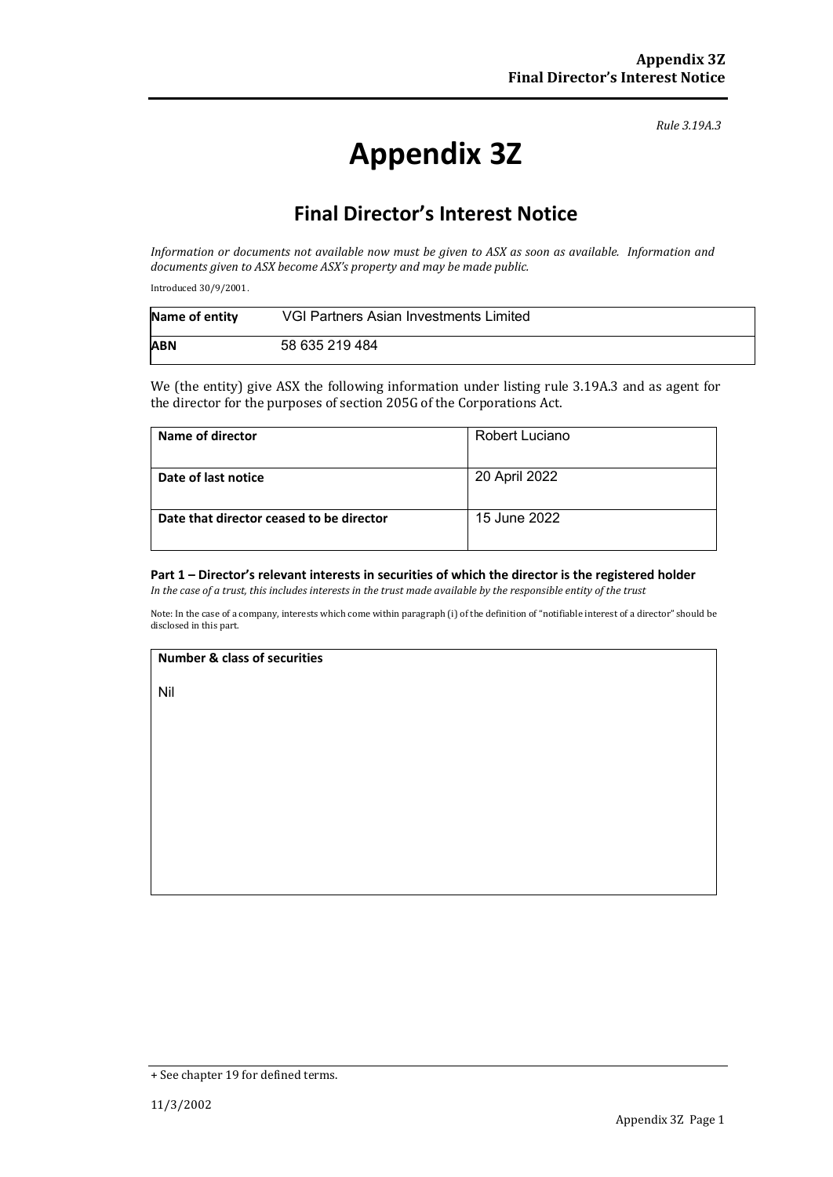*Rule 3.19A.3*

# Appendix 3Z

## Final Director's Interest Notice

*Information or documents not available now must be given to ASX as soon as available. Information and documents given to ASX become ASX's property and may be made public.*

Introduced 30/9/2001.

| Name of entity | VGI Partners Asian Investments Limited |
|---|---|
| ABN | 58 635 219 484 |

We (the entity) give ASX the following information under listing rule 3.19A.3 and as agent for the director for the purposes of section 205G of the Corporations Act.

| Name of director | Robert Luciano |
|---|---|
| Date of last notice | 20 April 2022 |
| Date that director ceased to be director | 15 June 2022 |

### Part 1 – Director's relevant interests in securities of which the director is the registered holder

*In the case of a trust, this includes interests in the trust made available by the responsible entity of the trust*

Note: In the case of a company, interests which come within paragraph (i) of the definition of "notifiable interest of a director" should be disclosed in this part.

| Number & class of securities |
|---|
| Nil |

+ See chapter 19 for defined terms.

11/3/2002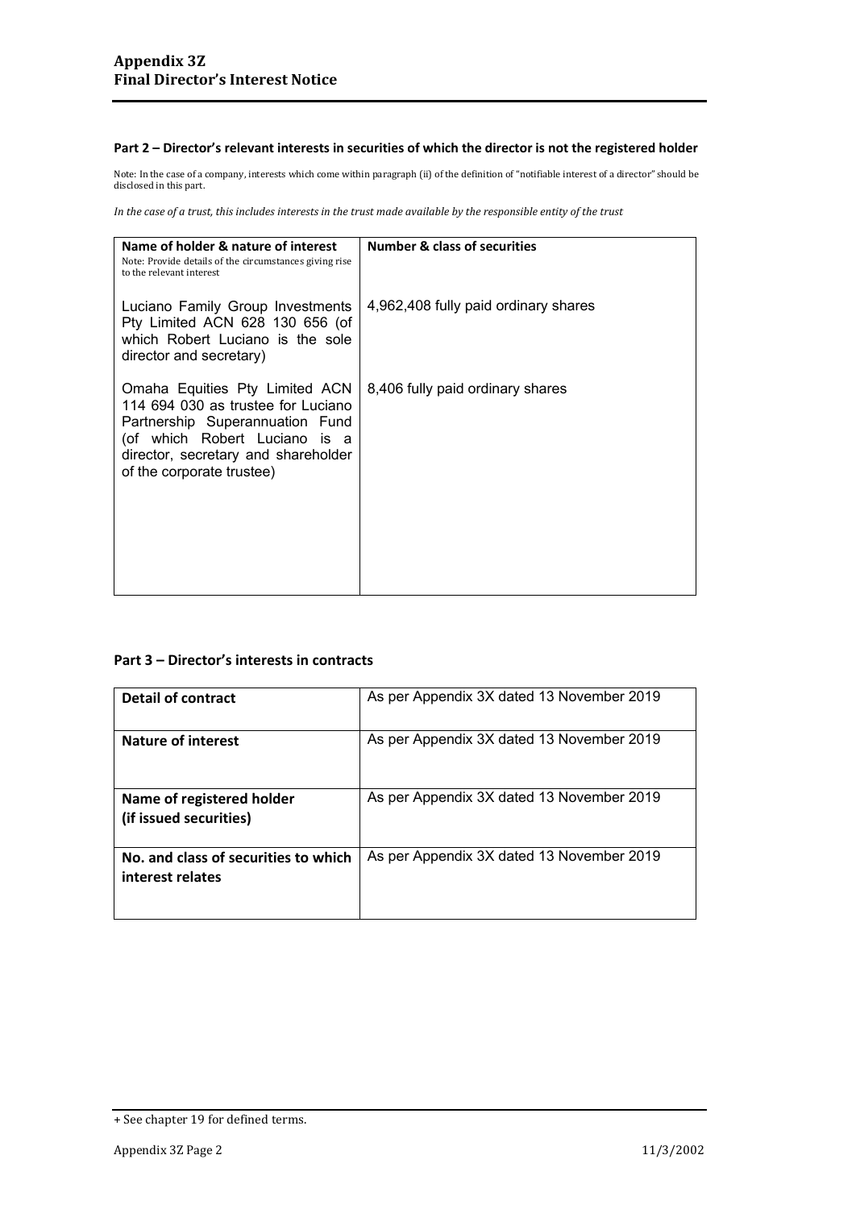## Part 2 – Director's relevant interests in securities of which the director is not the registered holder

Note: In the case of a company, interests which come within paragraph (ii) of the definition of "notifiable interest of a director" should be disclosed in this part.

*In the case of a trust, this includes interests in the trust made available by the responsible entity of the trust*

| **Name of holder & nature of interest**<br>Note: Provide details of the circumstances giving rise to the relevant interest | **Number & class of securities** |
|---|---|
| Luciano Family Group Investments Pty Limited ACN 628 130 656 (of which Robert Luciano is the sole director and secretary) | 4,962,408 fully paid ordinary shares |
| Omaha Equities Pty Limited ACN 114 694 030 as trustee for Luciano Partnership Superannuation Fund (of which Robert Luciano is a director, secretary and shareholder of the corporate trustee) | 8,406 fully paid ordinary shares |

## Part 3 – Director's interests in contracts

| | |
|---|---|
| **Detail of contract** | As per Appendix 3X dated 13 November 2019 |
| **Nature of interest** | As per Appendix 3X dated 13 November 2019 |
| **Name of registered holder (if issued securities)** | As per Appendix 3X dated 13 November 2019 |
| **No. and class of securities to which interest relates** | As per Appendix 3X dated 13 November 2019 |

+ See chapter 19 for defined terms.